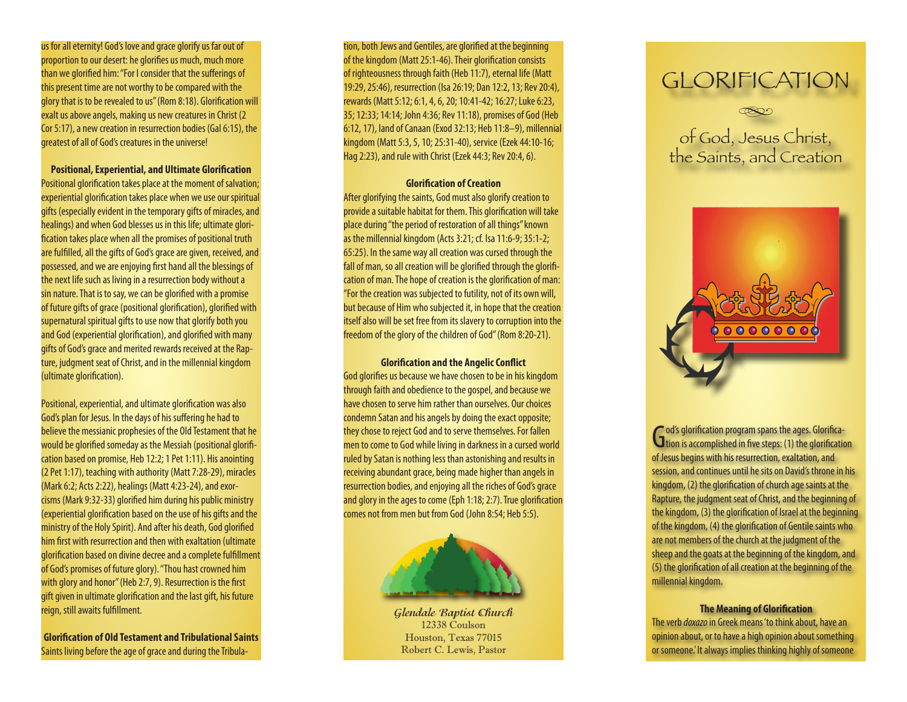us for all eternity! God's love and grace glorify us far out of proportion to our desert: he glorifies us much, much more than we glorified him: "For I consider that the sufferings of this present time are not worthy to be compared with the glory that is to be revealed to us" (Rom 8:18). Glorification will exalt us above angels, making us new creatures in Christ (2 Cor 5:17), a new creation in resurrection bodies (Gal 6:15), the greatest of all of God's creatures in the universe!

**Positional, Experiential, and Ultimate Glorification**

Positional glorification takes place at the moment of salvation; experiential glorification takes place when we use our spiritual gifts (especially evident in the temporary gifts of miracles, and healings) and when God blesses us in this life; ultimate glorification takes place when all the promises of positional truth are fulfilled, all the gifts of God's grace are given, received, and possessed, and we are enjoying first hand all the blessings of the next life such as living in a resurrection body without a sin nature. That is to say, we can be glorified with a promise of future gifts of grace (positional glorification), glorified with supernatural spiritual gifts to use now that glorify both you and God (experiential glorification), and glorified with many gifts of God's grace and merited rewards received at the Rapture, judgment seat of Christ, and in the millennial kingdom (ultimate glorification).

Positional, experiential, and ultimate glorification was also God's plan for Jesus. In the days of his suffering he had to believe the messianic prophesies of the Old Testament that he would be glorified someday as the Messiah (positional glorification based on promise, Heb 12:2; 1 Pet 1:11). His anointing (2 Pet 1:17), teaching with authority (Matt 7:28-29), miracles (Mark 6:2; Acts 2:22), healings (Matt 4:23-24), and exorcisms (Mark 9:32-33) glorified him during his public ministry (experiential glorification based on the use of his gifts and the ministry of the Holy Spirit). And after his death, God glorified him first with resurrection and then with exaltation (ultimate glorification based on divine decree and a complete fulfillment of God's promises of future glory). "Thou hast crowned him with glory and honor" (Heb 2:7, 9). Resurrection is the first gift given in ultimate glorification and the last gift, his future reign, still awaits fulfillment.

**Glorification of Old Testament and Tribulational Saints**

Saints living before the age of grace and during the Tribulation, both Jews and Gentiles, are glorified at the beginning of the kingdom (Matt 25:1-46). Their glorification consists of righteousness through faith (Heb 11:7), eternal life (Matt 19:29, 25:46), resurrection (Isa 26:19; Dan 12:2, 13; Rev 20:4), rewards (Matt 5:12; 6:1, 4, 6, 20; 10:41-42; 16:27; Luke 6:23, 35; 12:33; 14:14; John 4:36; Rev 11:18), promises of God (Heb 6:12, 17), land of Canaan (Exod 32:13; Heb 11:8–9), millennial kingdom (Matt 5:3, 5, 10; 25:31-40), service (Ezek 44:10-16; Hag 2:23), and rule with Christ (Ezek 44:3; Rev 20:4, 6).

**Glorification of Creation**

After glorifying the saints, God must also glorify creation to provide a suitable habitat for them. This glorification will take place during "the period of restoration of all things" known as the millennial kingdom (Acts 3:21; cf. Isa 11:6-9; 35:1-2; 65:25). In the same way all creation was cursed through the fall of man, so all creation will be glorified through the glorification of man. The hope of creation is the glorification of man: "For the creation was subjected to futility, not of its own will, but because of Him who subjected it, in hope that the creation itself also will be set free from its slavery to corruption into the freedom of the glory of the children of God" (Rom 8:20-21).

**Glorification and the Angelic Conflict**

God glorifies us because we have chosen to be in his kingdom through faith and obedience to the gospel, and because we have chosen to serve him rather than ourselves. Our choices condemn Satan and his angels by doing the exact opposite; they chose to reject God and to serve themselves. For fallen men to come to God while living in darkness in a cursed world ruled by Satan is nothing less than astonishing and results in receiving abundant grace, being made higher than angels in resurrection bodies, and enjoying all the riches of God's grace and glory in the ages to come (Eph 1:18; 2:7). True glorification comes not from men but from God (John 8:54; Heb 5:5).

*Glendale Baptist Church*
12338 Coulson
Houston, Texas 77015
Robert C. Lewis, Pastor

# GLORIFICATION

## of God, Jesus Christ, the Saints, and Creation

God's glorification program spans the ages. Glorification is accomplished in five steps: (1) the glorification of Jesus begins with his resurrection, exaltation, and session, and continues until he sits on David's throne in his kingdom, (2) the glorification of church age saints at the Rapture, the judgment seat of Christ, and the beginning of the kingdom, (3) the glorification of Israel at the beginning of the kingdom, (4) the glorification of Gentile saints who are not members of the church at the judgment of the sheep and the goats at the beginning of the kingdom, and (5) the glorification of all creation at the beginning of the millennial kingdom.

**The Meaning of Glorification**

The verb *doxazo* in Greek means 'to think about, have an opinion about, or to have a high opinion about something or someone.' It always implies thinking highly of someone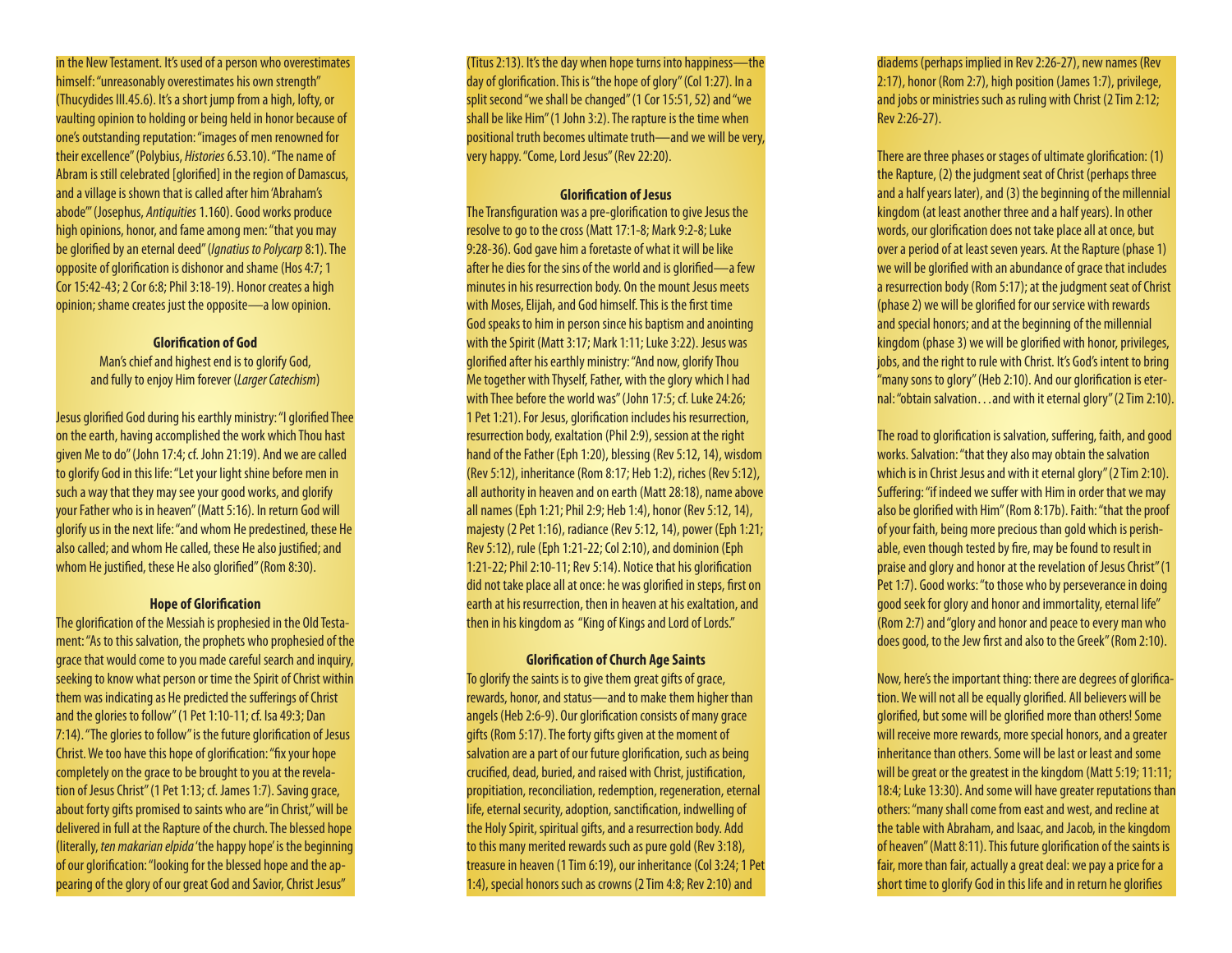in the New Testament. It's used of a person who overestimates himself: "unreasonably overestimates his own strength" (Thucydides III.45.6). It's a short jump from a high, lofty, or vaulting opinion to holding or being held in honor because of one's outstanding reputation: "images of men renowned for their excellence" (Polybius, *Histories* 6.53.10). "The name of Abram is still celebrated [glorified] in the region of Damascus, and a village is shown that is called after him 'Abraham's abode'" (Josephus, *Antiquities* 1.160). Good works produce high opinions, honor, and fame among men: "that you may be glorified by an eternal deed" (*Ignatius to Polycarp* 8:1). The opposite of glorification is dishonor and shame (Hos 4:7; 1 Cor 15:42-43; 2 Cor 6:8; Phil 3:18-19). Honor creates a high opinion; shame creates just the opposite—a low opinion.

### Glorification of God

Man's chief and highest end is to glorify God, and fully to enjoy Him forever (*Larger Catechism*)

Jesus glorified God during his earthly ministry: "I glorified Thee on the earth, having accomplished the work which Thou hast given Me to do" (John 17:4; cf. John 21:19). And we are called to glorify God in this life: "Let your light shine before men in such a way that they may see your good works, and glorify your Father who is in heaven" (Matt 5:16). In return God will glorify us in the next life: "and whom He predestined, these He also called; and whom He called, these He also justified; and whom He justified, these He also glorified" (Rom 8:30).

### Hope of Glorification

The glorification of the Messiah is prophesied in the Old Testament: "As to this salvation, the prophets who prophesied of the grace that would come to you made careful search and inquiry, seeking to know what person or time the Spirit of Christ within them was indicating as He predicted the sufferings of Christ and the glories to follow" (1 Pet 1:10-11; cf. Isa 49:3; Dan 7:14). "The glories to follow" is the future glorification of Jesus Christ. We too have this hope of glorification: "fix your hope completely on the grace to be brought to you at the revelation of Jesus Christ" (1 Pet 1:13; cf. James 1:7). Saving grace, about forty gifts promised to saints who are "in Christ," will be delivered in full at the Rapture of the church. The blessed hope (literally, *ten makarian elpida* 'the happy hope' is the beginning of our glorification: "looking for the blessed hope and the appearing of the glory of our great God and Savior, Christ Jesus" (Titus 2:13). It's the day when hope turns into happiness—the day of glorification. This is "the hope of glory" (Col 1:27). In a split second "we shall be changed" (1 Cor 15:51, 52) and "we shall be like Him" (1 John 3:2). The rapture is the time when positional truth becomes ultimate truth—and we will be very, very happy. "Come, Lord Jesus" (Rev 22:20).

### Glorification of Jesus

The Transfiguration was a pre-glorification to give Jesus the resolve to go to the cross (Matt 17:1-8; Mark 9:2-8; Luke 9:28-36). God gave him a foretaste of what it will be like after he dies for the sins of the world and is glorified—a few minutes in his resurrection body. On the mount Jesus meets with Moses, Elijah, and God himself. This is the first time God speaks to him in person since his baptism and anointing with the Spirit (Matt 3:17; Mark 1:11; Luke 3:22). Jesus was glorified after his earthly ministry: "And now, glorify Thou Me together with Thyself, Father, with the glory which I had with Thee before the world was" (John 17:5; cf. Luke 24:26; 1 Pet 1:21). For Jesus, glorification includes his resurrection, resurrection body, exaltation (Phil 2:9), session at the right hand of the Father (Eph 1:20), blessing (Rev 5:12, 14), wisdom (Rev 5:12), inheritance (Rom 8:17; Heb 1:2), riches (Rev 5:12), all authority in heaven and on earth (Matt 28:18), name above all names (Eph 1:21; Phil 2:9; Heb 1:4), honor (Rev 5:12, 14), majesty (2 Pet 1:16), radiance (Rev 5:12, 14), power (Eph 1:21; Rev 5:12), rule (Eph 1:21-22; Col 2:10), and dominion (Eph 1:21-22; Phil 2:10-11; Rev 5:14). Notice that his glorification did not take place all at once: he was glorified in steps, first on earth at his resurrection, then in heaven at his exaltation, and then in his kingdom as "King of Kings and Lord of Lords."

### Glorification of Church Age Saints

To glorify the saints is to give them great gifts of grace, rewards, honor, and status—and to make them higher than angels (Heb 2:6-9). Our glorification consists of many grace gifts (Rom 5:17). The forty gifts given at the moment of salvation are a part of our future glorification, such as being crucified, dead, buried, and raised with Christ, justification, propitiation, reconciliation, redemption, regeneration, eternal life, eternal security, adoption, sanctification, indwelling of the Holy Spirit, spiritual gifts, and a resurrection body. Add to this many merited rewards such as pure gold (Rev 3:18), treasure in heaven (1 Tim 6:19), our inheritance (Col 3:24; 1 Pet 1:4), special honors such as crowns (2 Tim 4:8; Rev 2:10) and diadems (perhaps implied in Rev 2:26-27), new names (Rev 2:17), honor (Rom 2:7), high position (James 1:7), privilege, and jobs or ministries such as ruling with Christ (2 Tim 2:12; Rev 2:26-27).

There are three phases or stages of ultimate glorification: (1) the Rapture, (2) the judgment seat of Christ (perhaps three and a half years later), and (3) the beginning of the millennial kingdom (at least another three and a half years). In other words, our glorification does not take place all at once, but over a period of at least seven years. At the Rapture (phase 1) we will be glorified with an abundance of grace that includes a resurrection body (Rom 5:17); at the judgment seat of Christ (phase 2) we will be glorified for our service with rewards and special honors; and at the beginning of the millennial kingdom (phase 3) we will be glorified with honor, privileges, jobs, and the right to rule with Christ. It's God's intent to bring "many sons to glory" (Heb 2:10). And our glorification is eternal: "obtain salvation . . . and with it eternal glory" (2 Tim 2:10).

The road to glorification is salvation, suffering, faith, and good works. Salvation: "that they also may obtain the salvation which is in Christ Jesus and with it eternal glory" (2 Tim 2:10). Suffering: "if indeed we suffer with Him in order that we may also be glorified with Him" (Rom 8:17b). Faith: "that the proof of your faith, being more precious than gold which is perishable, even though tested by fire, may be found to result in praise and glory and honor at the revelation of Jesus Christ" (1 Pet 1:7). Good works: "to those who by perseverance in doing good seek for glory and honor and immortality, eternal life" (Rom 2:7) and "glory and honor and peace to every man who does good, to the Jew first and also to the Greek" (Rom 2:10).

Now, here's the important thing: there are degrees of glorification. We will not all be equally glorified. All believers will be glorified, but some will be glorified more than others! Some will receive more rewards, more special honors, and a greater inheritance than others. Some will be last or least and some will be great or the greatest in the kingdom (Matt 5:19; 11:11; 18:4; Luke 13:30). And some will have greater reputations than others: "many shall come from east and west, and recline at the table with Abraham, and Isaac, and Jacob, in the kingdom of heaven" (Matt 8:11). This future glorification of the saints is fair, more than fair, actually a great deal: we pay a price for a short time to glorify God in this life and in return he glorifies